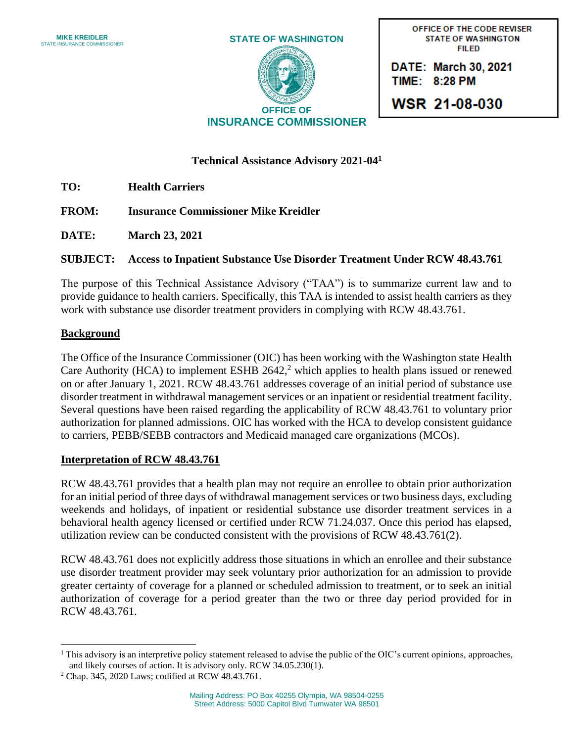MIKE KREIDLER
STATE INSURANCE COMMISSIONER

STATE OF WASHINGTON

OFFICE OF
INSURANCE COMMISSIONER

OFFICE OF THE CODE REVISER
STATE OF WASHINGTON
FILED

DATE: March 30, 2021
TIME: 8:28 PM

WSR 21-08-030

**Technical Assistance Advisory 2021-04[1]**

**TO:** **Health Carriers**

**FROM:** **Insurance Commissioner Mike Kreidler**

**DATE:** **March 23, 2021**

**SUBJECT:** **Access to Inpatient Substance Use Disorder Treatment Under RCW 48.43.761**

The purpose of this Technical Assistance Advisory ("TAA") is to summarize current law and to provide guidance to health carriers. Specifically, this TAA is intended to assist health carriers as they work with substance use disorder treatment providers in complying with RCW 48.43.761.

## Background

The Office of the Insurance Commissioner (OIC) has been working with the Washington state Health Care Authority (HCA) to implement ESHB 2642,[2] which applies to health plans issued or renewed on or after January 1, 2021. RCW 48.43.761 addresses coverage of an initial period of substance use disorder treatment in withdrawal management services or an inpatient or residential treatment facility. Several questions have been raised regarding the applicability of RCW 48.43.761 to voluntary prior authorization for planned admissions. OIC has worked with the HCA to develop consistent guidance to carriers, PEBB/SEBB contractors and Medicaid managed care organizations (MCOs).

## Interpretation of RCW 48.43.761

RCW 48.43.761 provides that a health plan may not require an enrollee to obtain prior authorization for an initial period of three days of withdrawal management services or two business days, excluding weekends and holidays, of inpatient or residential substance use disorder treatment services in a behavioral health agency licensed or certified under RCW 71.24.037. Once this period has elapsed, utilization review can be conducted consistent with the provisions of RCW 48.43.761(2).

RCW 48.43.761 does not explicitly address those situations in which an enrollee and their substance use disorder treatment provider may seek voluntary prior authorization for an admission to provide greater certainty of coverage for a planned or scheduled admission to treatment, or to seek an initial authorization of coverage for a period greater than the two or three day period provided for in RCW 48.43.761.

---

[1] This advisory is an interpretive policy statement released to advise the public of the OIC's current opinions, approaches, and likely courses of action. It is advisory only. RCW 34.05.230(1).

[2] Chap. 345, 2020 Laws; codified at RCW 48.43.761.

Mailing Address: PO Box 40255 Olympia, WA 98504-0255
Street Address: 5000 Capitol Blvd Tumwater WA 98501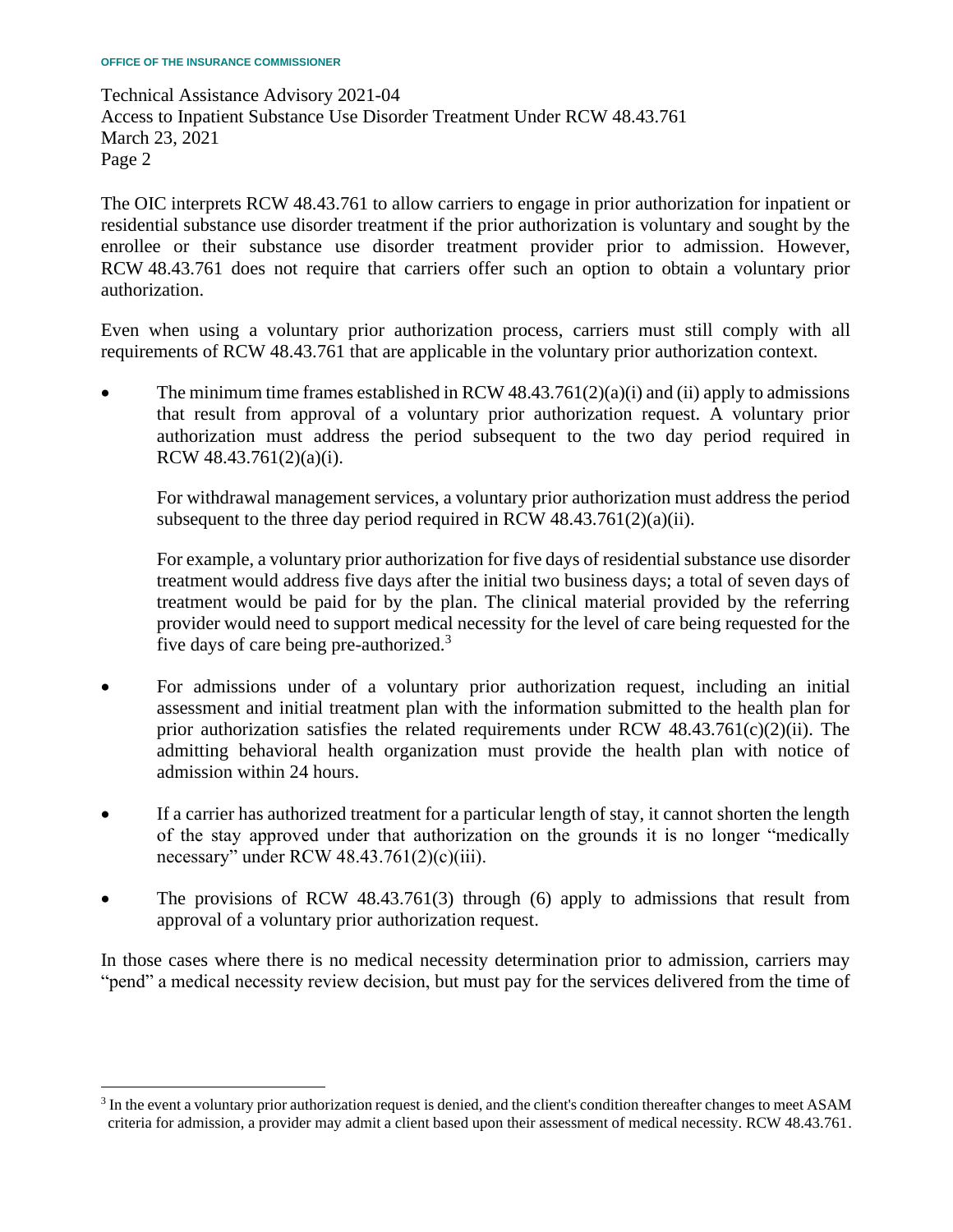The OIC interprets RCW 48.43.761 to allow carriers to engage in prior authorization for inpatient or residential substance use disorder treatment if the prior authorization is voluntary and sought by the enrollee or their substance use disorder treatment provider prior to admission. However, RCW 48.43.761 does not require that carriers offer such an option to obtain a voluntary prior authorization.

Even when using a voluntary prior authorization process, carriers must still comply with all requirements of RCW 48.43.761 that are applicable in the voluntary prior authorization context.

- The minimum time frames established in RCW 48.43.761(2)(a)(i) and (ii) apply to admissions that result from approval of a voluntary prior authorization request. A voluntary prior authorization must address the period subsequent to the two day period required in RCW 48.43.761(2)(a)(i).

  For withdrawal management services, a voluntary prior authorization must address the period subsequent to the three day period required in RCW 48.43.761(2)(a)(ii).

  For example, a voluntary prior authorization for five days of residential substance use disorder treatment would address five days after the initial two business days; a total of seven days of treatment would be paid for by the plan. The clinical material provided by the referring provider would need to support medical necessity for the level of care being requested for the five days of care being pre-authorized.[3]

- For admissions under of a voluntary prior authorization request, including an initial assessment and initial treatment plan with the information submitted to the health plan for prior authorization satisfies the related requirements under RCW 48.43.761(c)(2)(ii). The admitting behavioral health organization must provide the health plan with notice of admission within 24 hours.

- If a carrier has authorized treatment for a particular length of stay, it cannot shorten the length of the stay approved under that authorization on the grounds it is no longer "medically necessary" under RCW 48.43.761(2)(c)(iii).

- The provisions of RCW 48.43.761(3) through (6) apply to admissions that result from approval of a voluntary prior authorization request.

In those cases where there is no medical necessity determination prior to admission, carriers may "pend" a medical necessity review decision, but must pay for the services delivered from the time of

---

[3] In the event a voluntary prior authorization request is denied, and the client's condition thereafter changes to meet ASAM criteria for admission, a provider may admit a client based upon their assessment of medical necessity. RCW 48.43.761.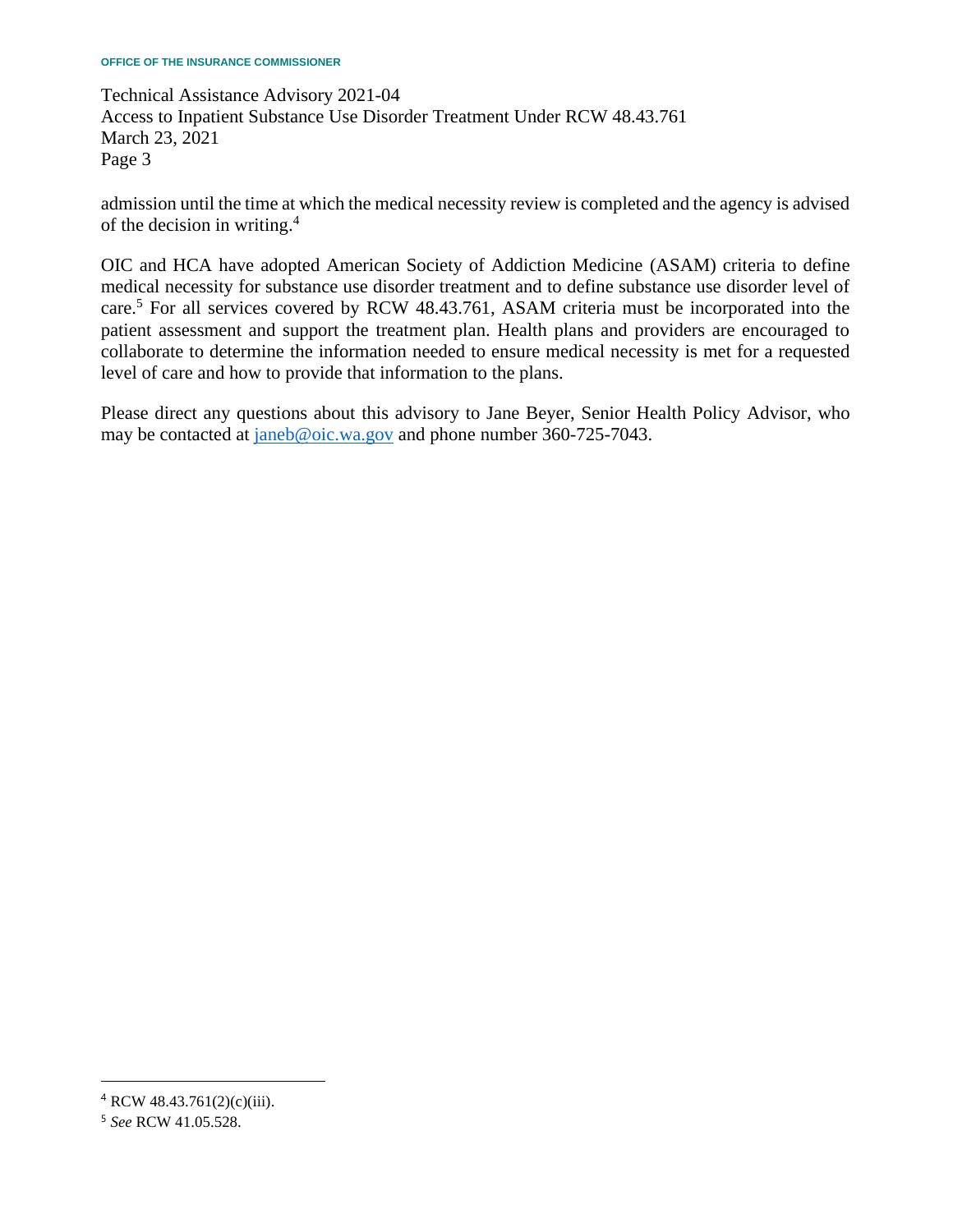admission until the time at which the medical necessity review is completed and the agency is advised of the decision in writing.[4]

OIC and HCA have adopted American Society of Addiction Medicine (ASAM) criteria to define medical necessity for substance use disorder treatment and to define substance use disorder level of care.[5] For all services covered by RCW 48.43.761, ASAM criteria must be incorporated into the patient assessment and support the treatment plan. Health plans and providers are encouraged to collaborate to determine the information needed to ensure medical necessity is met for a requested level of care and how to provide that information to the plans.

Please direct any questions about this advisory to Jane Beyer, Senior Health Policy Advisor, who may be contacted at [janeb@oic.wa.gov](mailto:janeb@oic.wa.gov) and phone number 360-725-7043.

---

[4] RCW 48.43.761(2)(c)(iii).

[5] *See* RCW 41.05.528.